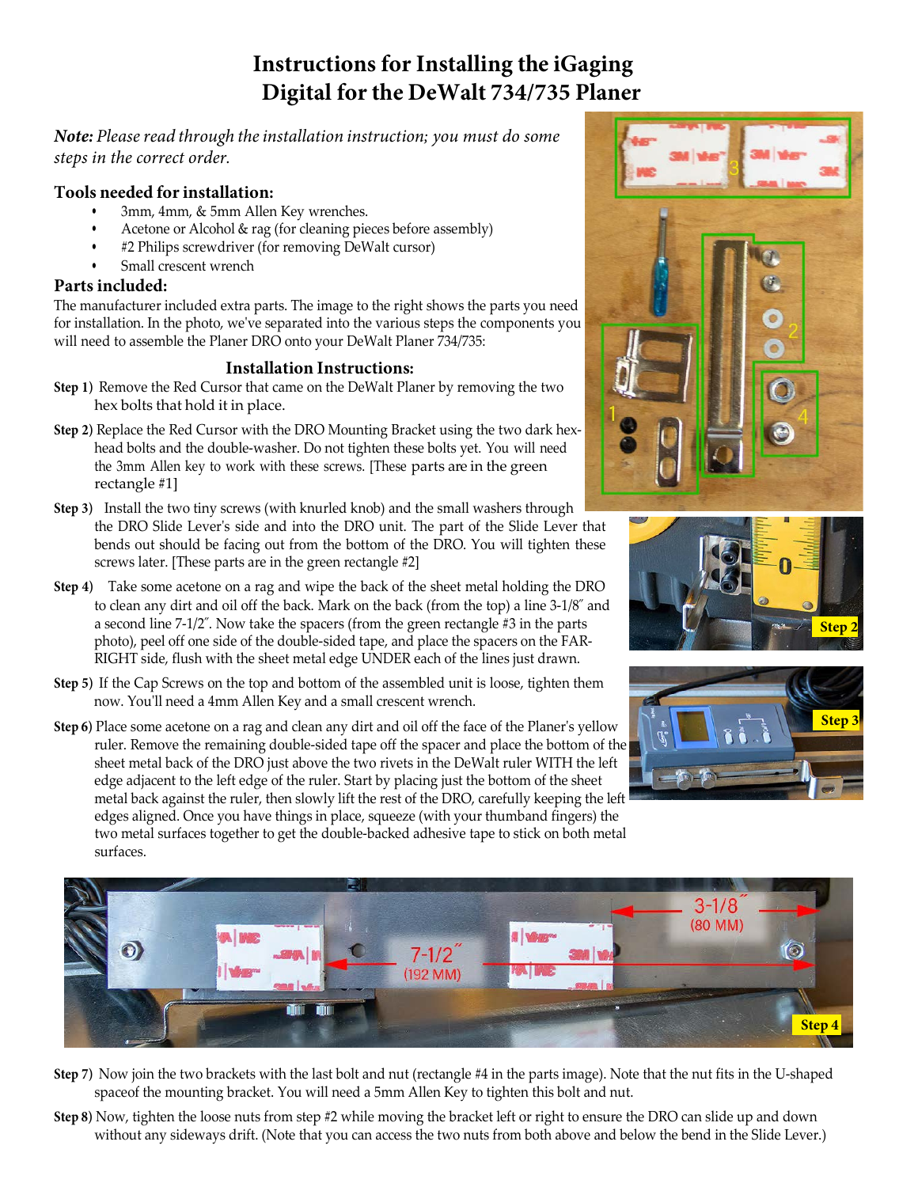# Instructions for Installing the iGaging Digital for the DeWalt 734/735 Planer

***Note:** Please read through the installation instruction; you must do some steps in the correct order.*

## Tools needed for installation:

- 3mm, 4mm, & 5mm Allen Key wrenches.
- Acetone or Alcohol & rag (for cleaning pieces before assembly)
- #2 Philips screwdriver (for removing DeWalt cursor)
- Small crescent wrench

## Parts included:

The manufacturer included extra parts. The image to the right shows the parts you need for installation. In the photo, we've separated into the various steps the components you will need to assemble the Planer DRO onto your DeWalt Planer 734/735:

### Installation Instructions:

**Step 1)** Remove the Red Cursor that came on the DeWalt Planer by removing the two hex bolts that hold it in place.

**Step 2)** Replace the Red Cursor with the DRO Mounting Bracket using the two dark hex-head bolts and the double-washer. Do not tighten these bolts yet. You will need the 3mm Allen key to work with these screws. [These parts are in the green rectangle #1]

**Step 3)** Install the two tiny screws (with knurled knob) and the small washers through the DRO Slide Lever's side and into the DRO unit. The part of the Slide Lever that bends out should be facing out from the bottom of the DRO. You will tighten these screws later. [These parts are in the green rectangle #2]

**Step 4)** Take some acetone on a rag and wipe the back of the sheet metal holding the DRO to clean any dirt and oil off the back. Mark on the back (from the top) a line 3-1/8″ and a second line 7-1/2″. Now take the spacers (from the green rectangle #3 in the parts photo), peel off one side of the double-sided tape, and place the spacers on the FAR-RIGHT side, flush with the sheet metal edge UNDER each of the lines just drawn.

**Step 5)** If the Cap Screws on the top and bottom of the assembled unit is loose, tighten them now. You'll need a 4mm Allen Key and a small crescent wrench.

**Step 6)** Place some acetone on a rag and clean any dirt and oil off the face of the Planer's yellow ruler. Remove the remaining double-sided tape off the spacer and place the bottom of the sheet metal back of the DRO just above the two rivets in the DeWalt ruler WITH the left edge adjacent to the left edge of the ruler. Start by placing just the bottom of the sheet metal back against the ruler, then slowly lift the rest of the DRO, carefully keeping the left edges aligned. Once you have things in place, squeeze (with your thumband fingers) the two metal surfaces together to get the double-backed adhesive tape to stick on both metal surfaces.

**Step 7)** Now join the two brackets with the last bolt and nut (rectangle #4 in the parts image). Note that the nut fits in the U-shaped spaceof the mounting bracket. You will need a 5mm Allen Key to tighten this bolt and nut.

**Step 8)** Now, tighten the loose nuts from step #2 while moving the bracket left or right to ensure the DRO can slide up and down without any sideways drift. (Note that you can access the two nuts from both above and below the bend in the Slide Lever.)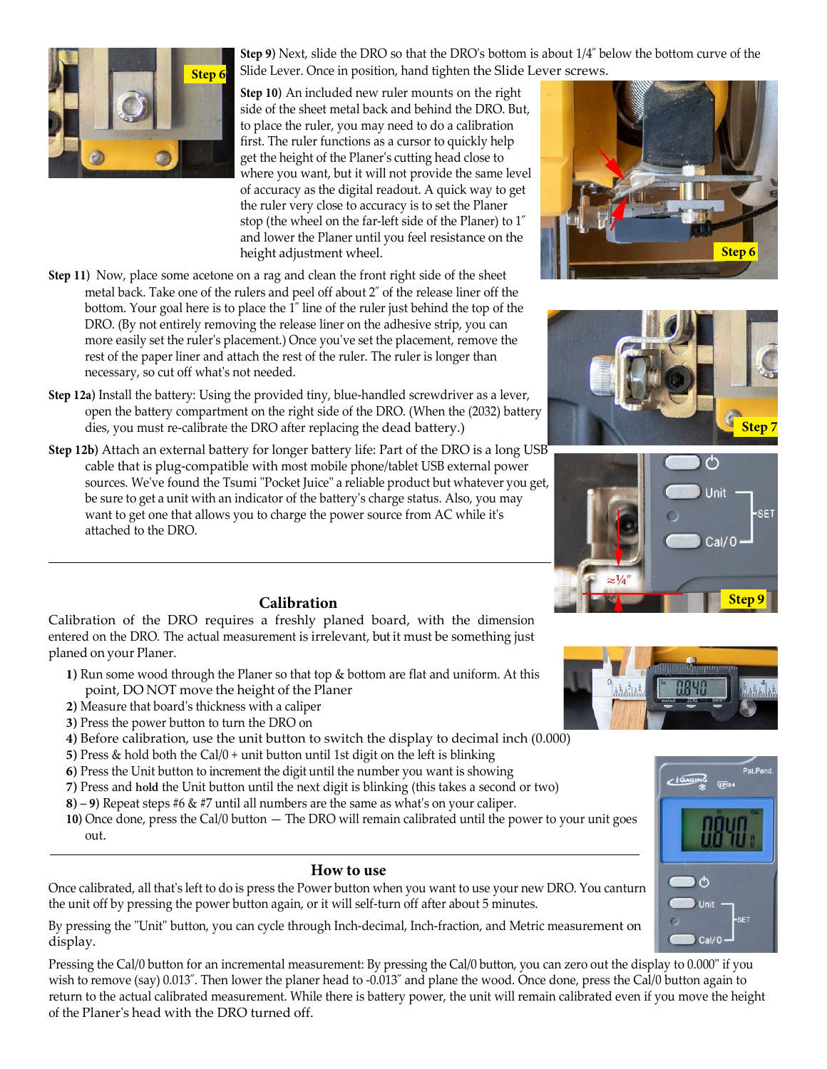**Step 9)** Next, slide the DRO so that the DRO's bottom is about 1/4″ below the bottom curve of the Slide Lever. Once in position, hand tighten the Slide Lever screws.

**Step 10)** An included new ruler mounts on the right side of the sheet metal back and behind the DRO. But, to place the ruler, you may need to do a calibration first. The ruler functions as a cursor to quickly help get the height of the Planer's cutting head close to where you want, but it will not provide the same level of accuracy as the digital readout. A quick way to get the ruler very close to accuracy is to set the Planer stop (the wheel on the far-left side of the Planer) to 1″ and lower the Planer until you feel resistance on the height adjustment wheel.

**Step 11)** Now, place some acetone on a rag and clean the front right side of the sheet metal back. Take one of the rulers and peel off about 2″ of the release liner off the bottom. Your goal here is to place the 1″ line of the ruler just behind the top of the DRO. (By not entirely removing the release liner on the adhesive strip, you can more easily set the ruler's placement.) Once you've set the placement, remove the rest of the paper liner and attach the rest of the ruler. The ruler is longer than necessary, so cut off what's not needed.

**Step 12a)** Install the battery: Using the provided tiny, blue-handled screwdriver as a lever, open the battery compartment on the right side of the DRO. (When the (2032) battery dies, you must re-calibrate the DRO after replacing the dead battery.)

**Step 12b)** Attach an external battery for longer battery life: Part of the DRO is a long USB cable that is plug-compatible with most mobile phone/tablet USB external power sources. We've found the Tsumi "Pocket Juice" a reliable product but whatever you get, be sure to get a unit with an indicator of the battery's charge status. Also, you may want to get one that allows you to charge the power source from AC while it's attached to the DRO.

Step 6

Step 6

Step 7

Step 9

≈1/4″

---

## Calibration

Calibration of the DRO requires a freshly planed board, with the dimension entered on the DRO. The actual measurement is irrelevant, but it must be something just planed on your Planer.

1) Run some wood through the Planer so that top & bottom are flat and uniform. At this point, DO NOT move the height of the Planer
2) Measure that board's thickness with a caliper
3) Press the power button to turn the DRO on
4) Before calibration, use the unit button to switch the display to decimal inch (0.000)
5) Press & hold both the Cal/0 + unit button until 1st digit on the left is blinking
6) Press the Unit button to increment the digit until the number you want is showing
7) Press and **hold** the Unit button until the next digit is blinking (this takes a second or two)
8) – 9) Repeat steps #6 & #7 until all numbers are the same as what's on your caliper.
10) Once done, press the Cal/0 button — The DRO will remain calibrated until the power to your unit goes out.

---

## How to use

Once calibrated, all that's left to do is press the Power button when you want to use your new DRO. You canturn the unit off by pressing the power button again, or it will self-turn off after about 5 minutes.

By pressing the "Unit" button, you can cycle through Inch-decimal, Inch-fraction, and Metric measurement on display.

Pressing the Cal/0 button for an incremental measurement: By pressing the Cal/0 button, you can zero out the display to 0.000" if you wish to remove (say) 0.013″. Then lower the planer head to -0.013″ and plane the wood. Once done, press the Cal/0 button again to return to the actual calibrated measurement. While there is battery power, the unit will remain calibrated even if you move the height of the Planer's head with the DRO turned off.